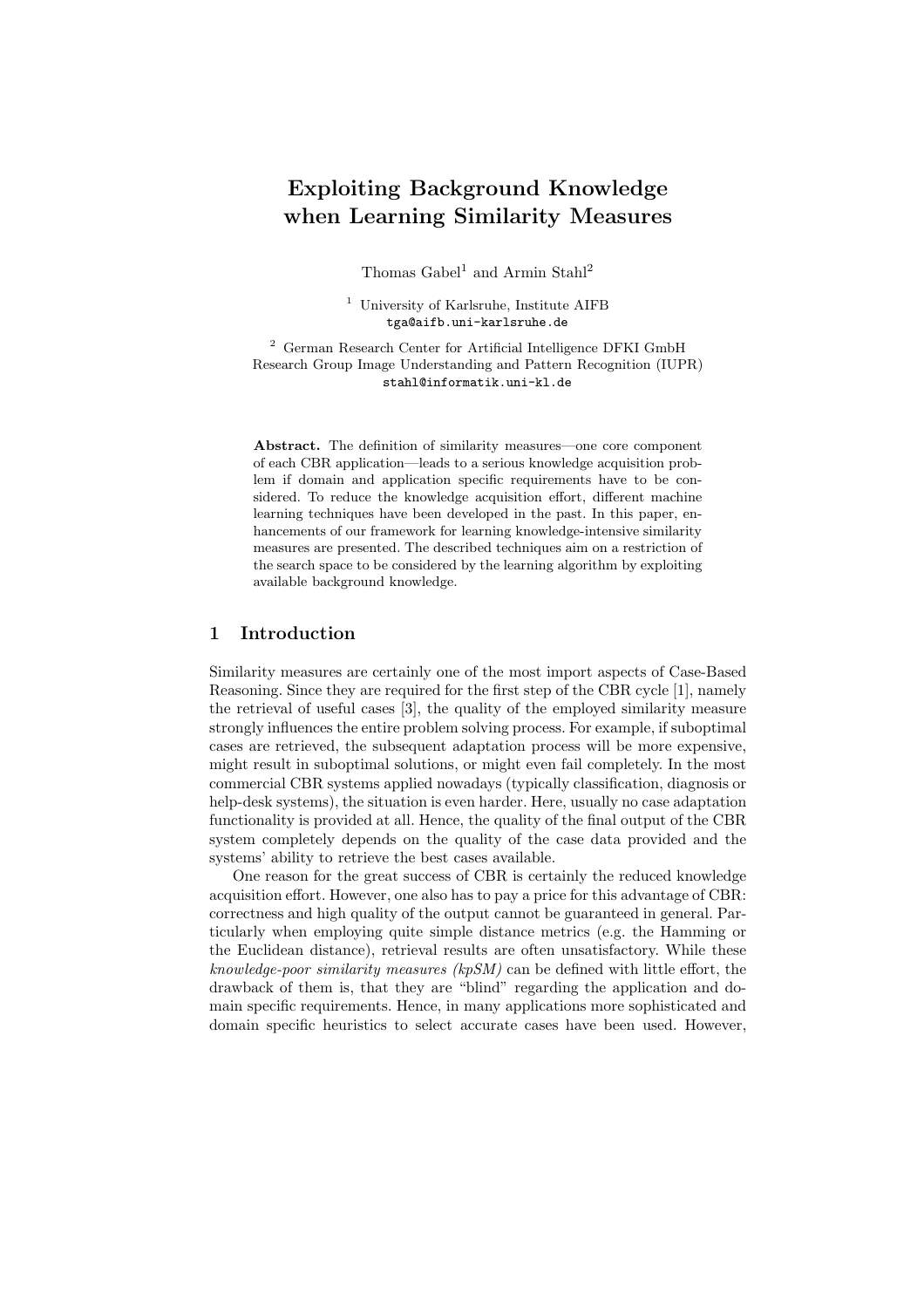# Exploiting Background Knowledge when Learning Similarity Measures

Thomas Gabel[1] and Armin Stahl[2]

[1] University of Karlsruhe, Institute AIFB
tga@aifb.uni-karlsruhe.de

[2] German Research Center for Artificial Intelligence DFKI GmbH
Research Group Image Understanding and Pattern Recognition (IUPR)
stahl@informatik.uni-kl.de

**Abstract.** The definition of similarity measures—one core component of each CBR application—leads to a serious knowledge acquisition problem if domain and application specific requirements have to be considered. To reduce the knowledge acquisition effort, different machine learning techniques have been developed in the past. In this paper, enhancements of our framework for learning knowledge-intensive similarity measures are presented. The described techniques aim on a restriction of the search space to be considered by the learning algorithm by exploiting available background knowledge.

## 1 Introduction

Similarity measures are certainly one of the most import aspects of Case-Based Reasoning. Since they are required for the first step of the CBR cycle [1], namely the retrieval of useful cases [3], the quality of the employed similarity measure strongly influences the entire problem solving process. For example, if suboptimal cases are retrieved, the subsequent adaptation process will be more expensive, might result in suboptimal solutions, or might even fail completely. In the most commercial CBR systems applied nowadays (typically classification, diagnosis or help-desk systems), the situation is even harder. Here, usually no case adaptation functionality is provided at all. Hence, the quality of the final output of the CBR system completely depends on the quality of the case data provided and the systems' ability to retrieve the best cases available.

One reason for the great success of CBR is certainly the reduced knowledge acquisition effort. However, one also has to pay a price for this advantage of CBR: correctness and high quality of the output cannot be guaranteed in general. Particularly when employing quite simple distance metrics (e.g. the Hamming or the Euclidean distance), retrieval results are often unsatisfactory. While these *knowledge-poor similarity measures (kpSM)* can be defined with little effort, the drawback of them is, that they are "blind" regarding the application and domain specific requirements. Hence, in many applications more sophisticated and domain specific heuristics to select accurate cases have been used. However,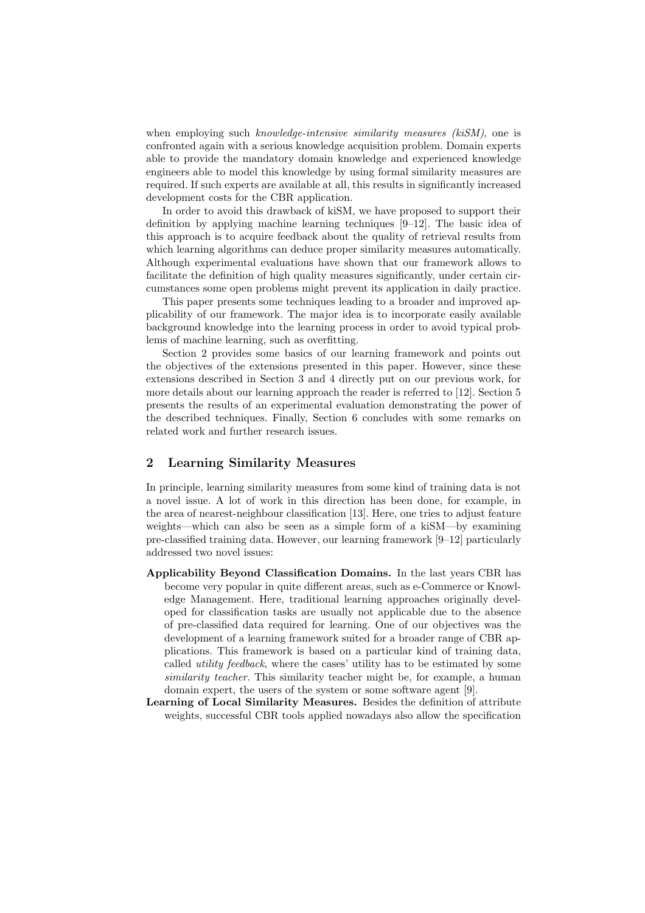when employing such *knowledge-intensive similarity measures (kiSM)*, one is confronted again with a serious knowledge acquisition problem. Domain experts able to provide the mandatory domain knowledge and experienced knowledge engineers able to model this knowledge by using formal similarity measures are required. If such experts are available at all, this results in significantly increased development costs for the CBR application.

In order to avoid this drawback of kiSM, we have proposed to support their definition by applying machine learning techniques [9–12]. The basic idea of this approach is to acquire feedback about the quality of retrieval results from which learning algorithms can deduce proper similarity measures automatically. Although experimental evaluations have shown that our framework allows to facilitate the definition of high quality measures significantly, under certain circumstances some open problems might prevent its application in daily practice.

This paper presents some techniques leading to a broader and improved applicability of our framework. The major idea is to incorporate easily available background knowledge into the learning process in order to avoid typical problems of machine learning, such as overfitting.

Section 2 provides some basics of our learning framework and points out the objectives of the extensions presented in this paper. However, since these extensions described in Section 3 and 4 directly put on our previous work, for more details about our learning approach the reader is referred to [12]. Section 5 presents the results of an experimental evaluation demonstrating the power of the described techniques. Finally, Section 6 concludes with some remarks on related work and further research issues.

## 2 Learning Similarity Measures

In principle, learning similarity measures from some kind of training data is not a novel issue. A lot of work in this direction has been done, for example, in the area of nearest-neighbour classification [13]. Here, one tries to adjust feature weights—which can also be seen as a simple form of a kiSM—by examining pre-classified training data. However, our learning framework [9–12] particularly addressed two novel issues:

- **Applicability Beyond Classification Domains.** In the last years CBR has become very popular in quite different areas, such as e-Commerce or Knowledge Management. Here, traditional learning approaches originally developed for classification tasks are usually not applicable due to the absence of pre-classified data required for learning. One of our objectives was the development of a learning framework suited for a broader range of CBR applications. This framework is based on a particular kind of training data, called *utility feedback*, where the cases' utility has to be estimated by some *similarity teacher*. This similarity teacher might be, for example, a human domain expert, the users of the system or some software agent [9].
- **Learning of Local Similarity Measures.** Besides the definition of attribute weights, successful CBR tools applied nowadays also allow the specification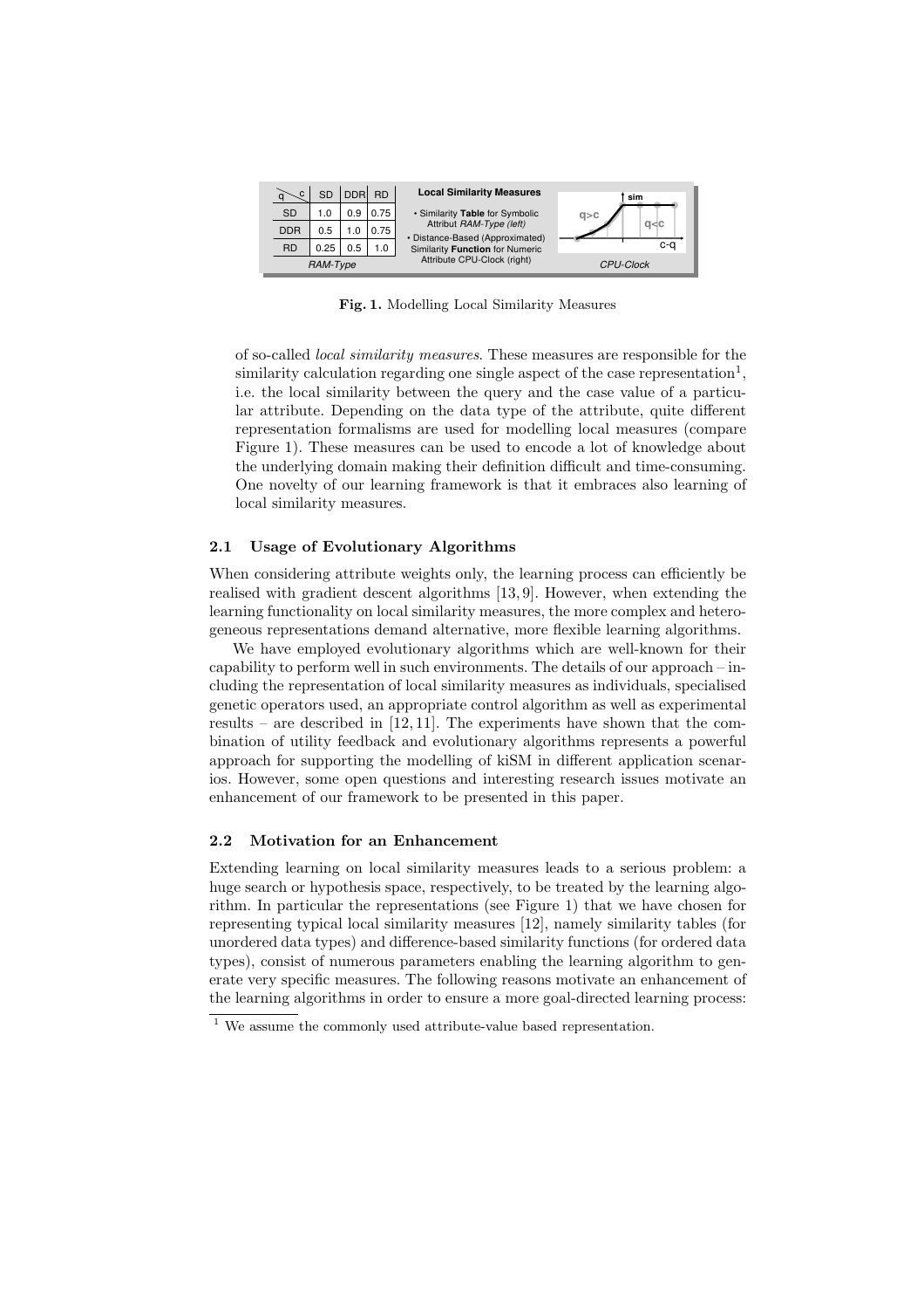| q \ c | SD | DDR | RD |
|---|---|---|---|
| SD | 1.0 | 0.9 | 0.75 |
| DDR | 0.5 | 1.0 | 0.75 |
| RD | 0.25 | 0.5 | 1.0 |

*RAM-Type*

**Local Similarity Measures**

- Similarity **Table** for Symbolic Attribut *RAM-Type (left)*
- Distance-Based (Approximated) Similarity **Function** for Numeric Attribute CPU-Clock (right)

*CPU-Clock*

**Fig. 1.** Modelling Local Similarity Measures

of so-called *local similarity measures*. These measures are responsible for the similarity calculation regarding one single aspect of the case representation[1], i.e. the local similarity between the query and the case value of a particular attribute. Depending on the data type of the attribute, quite different representation formalisms are used for modelling local measures (compare Figure 1). These measures can be used to encode a lot of knowledge about the underlying domain making their definition difficult and time-consuming. One novelty of our learning framework is that it embraces also learning of local similarity measures.

### 2.1 Usage of Evolutionary Algorithms

When considering attribute weights only, the learning process can efficiently be realised with gradient descent algorithms [13, 9]. However, when extending the learning functionality on local similarity measures, the more complex and heterogeneous representations demand alternative, more flexible learning algorithms.

We have employed evolutionary algorithms which are well-known for their capability to perform well in such environments. The details of our approach – including the representation of local similarity measures as individuals, specialised genetic operators used, an appropriate control algorithm as well as experimental results – are described in [12, 11]. The experiments have shown that the combination of utility feedback and evolutionary algorithms represents a powerful approach for supporting the modelling of kiSM in different application scenarios. However, some open questions and interesting research issues motivate an enhancement of our framework to be presented in this paper.

### 2.2 Motivation for an Enhancement

Extending learning on local similarity measures leads to a serious problem: a huge search or hypothesis space, respectively, to be treated by the learning algorithm. In particular the representations (see Figure 1) that we have chosen for representing typical local similarity measures [12], namely similarity tables (for unordered data types) and difference-based similarity functions (for ordered data types), consist of numerous parameters enabling the learning algorithm to generate very specific measures. The following reasons motivate an enhancement of the learning algorithms in order to ensure a more goal-directed learning process:

[1] We assume the commonly used attribute-value based representation.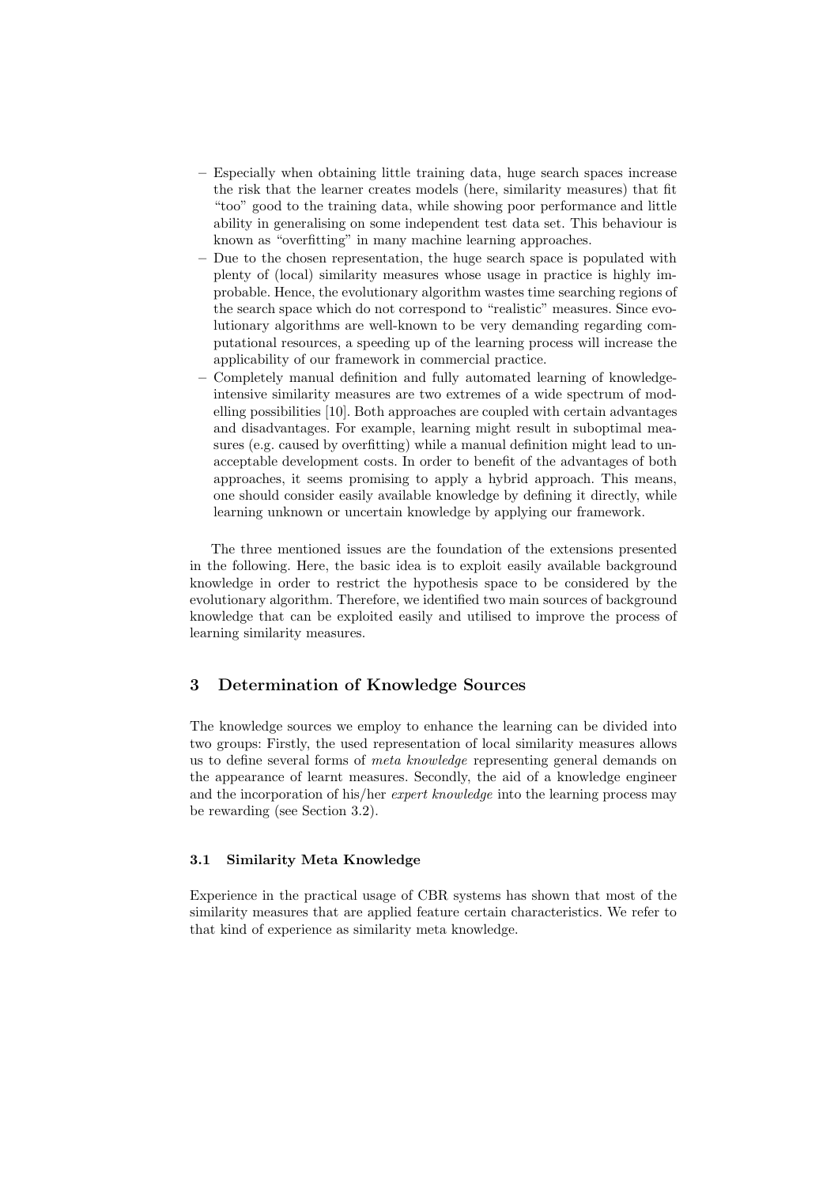- Especially when obtaining little training data, huge search spaces increase the risk that the learner creates models (here, similarity measures) that fit "too" good to the training data, while showing poor performance and little ability in generalising on some independent test data set. This behaviour is known as "overfitting" in many machine learning approaches.
- Due to the chosen representation, the huge search space is populated with plenty of (local) similarity measures whose usage in practice is highly improbable. Hence, the evolutionary algorithm wastes time searching regions of the search space which do not correspond to "realistic" measures. Since evolutionary algorithms are well-known to be very demanding regarding computational resources, a speeding up of the learning process will increase the applicability of our framework in commercial practice.
- Completely manual definition and fully automated learning of knowledge-intensive similarity measures are two extremes of a wide spectrum of modelling possibilities [10]. Both approaches are coupled with certain advantages and disadvantages. For example, learning might result in suboptimal measures (e.g. caused by overfitting) while a manual definition might lead to unacceptable development costs. In order to benefit of the advantages of both approaches, it seems promising to apply a hybrid approach. This means, one should consider easily available knowledge by defining it directly, while learning unknown or uncertain knowledge by applying our framework.

The three mentioned issues are the foundation of the extensions presented in the following. Here, the basic idea is to exploit easily available background knowledge in order to restrict the hypothesis space to be considered by the evolutionary algorithm. Therefore, we identified two main sources of background knowledge that can be exploited easily and utilised to improve the process of learning similarity measures.

## 3 Determination of Knowledge Sources

The knowledge sources we employ to enhance the learning can be divided into two groups: Firstly, the used representation of local similarity measures allows us to define several forms of *meta knowledge* representing general demands on the appearance of learnt measures. Secondly, the aid of a knowledge engineer and the incorporation of his/her *expert knowledge* into the learning process may be rewarding (see Section 3.2).

### 3.1 Similarity Meta Knowledge

Experience in the practical usage of CBR systems has shown that most of the similarity measures that are applied feature certain characteristics. We refer to that kind of experience as similarity meta knowledge.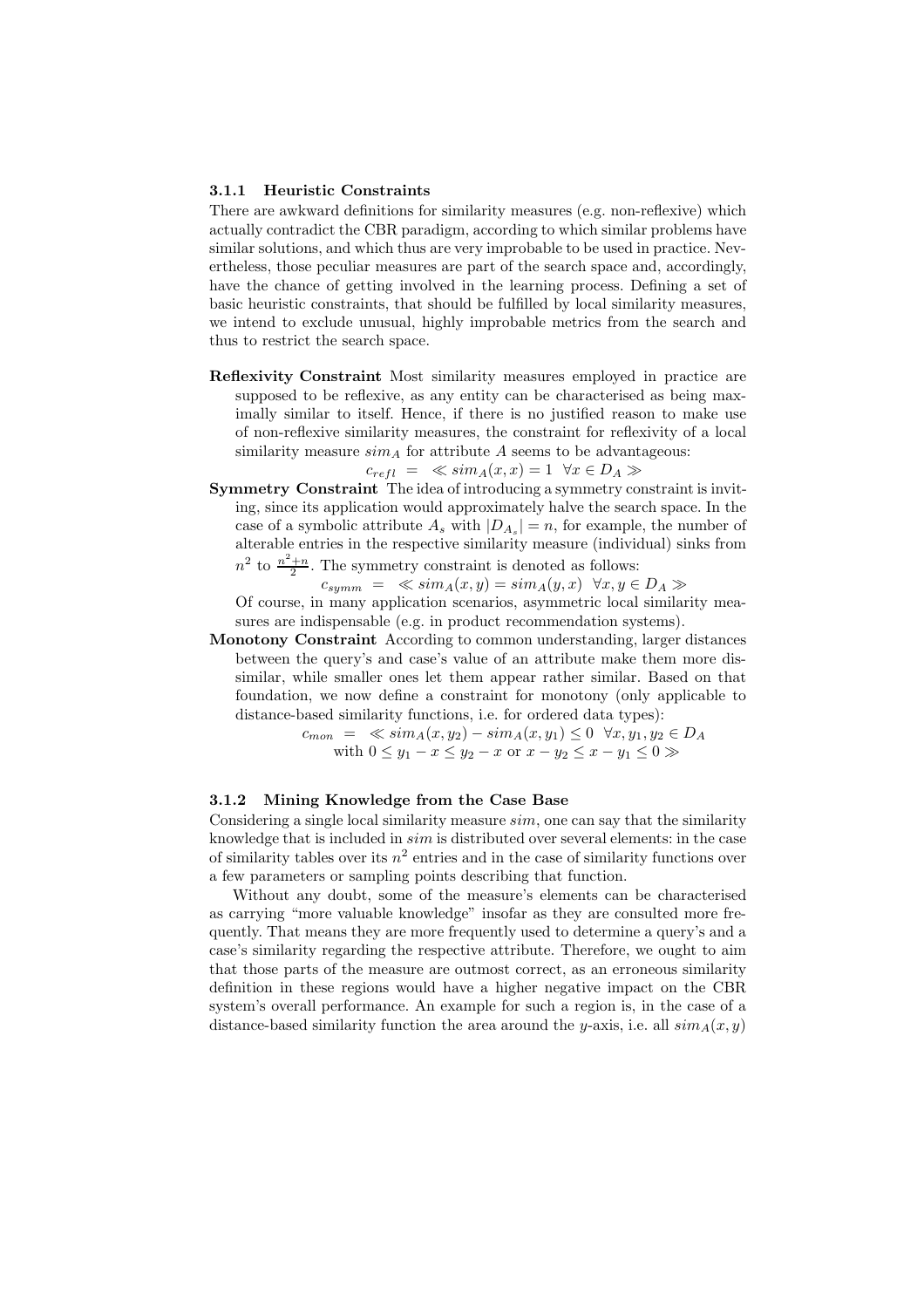### 3.1.1 Heuristic Constraints

There are awkward definitions for similarity measures (e.g. non-reflexive) which actually contradict the CBR paradigm, according to which similar problems have similar solutions, and which thus are very improbable to be used in practice. Nevertheless, those peculiar measures are part of the search space and, accordingly, have the chance of getting involved in the learning process. Defining a set of basic heuristic constraints, that should be fulfilled by local similarity measures, we intend to exclude unusual, highly improbable metrics from the search and thus to restrict the search space.

**Reflexivity Constraint** Most similarity measures employed in practice are supposed to be reflexive, as any entity can be characterised as being maximally similar to itself. Hence, if there is no justified reason to make use of non-reflexive similarity measures, the constraint for reflexivity of a local similarity measure $sim_A$ for attribute $A$ seems to be advantageous:

$$c_{refl} \;=\; \ll sim_A(x, x) = 1 \;\; \forall x \in D_A \gg$$

**Symmetry Constraint** The idea of introducing a symmetry constraint is inviting, since its application would approximately halve the search space. In the case of a symbolic attribute $A_s$ with $|D_{A_s}| = n$, for example, the number of alterable entries in the respective similarity measure (individual) sinks from $n^2$ to $\frac{n^2+n}{2}$. The symmetry constraint is denoted as follows:

$$c_{symm} \;=\; \ll sim_A(x, y) = sim_A(y, x) \;\; \forall x, y \in D_A \gg$$

Of course, in many application scenarios, asymmetric local similarity measures are indispensable (e.g. in product recommendation systems).

**Monotony Constraint** According to common understanding, larger distances between the query's and case's value of an attribute make them more dissimilar, while smaller ones let them appear rather similar. Based on that foundation, we now define a constraint for monotony (only applicable to distance-based similarity functions, i.e. for ordered data types):

$$c_{mon} \;=\; \ll sim_A(x, y_2) - sim_A(x, y_1) \leq 0 \;\; \forall x, y_1, y_2 \in D_A$$
$$\text{with } 0 \leq y_1 - x \leq y_2 - x \text{ or } x - y_2 \leq x - y_1 \leq 0 \gg$$

### 3.1.2 Mining Knowledge from the Case Base

Considering a single local similarity measure $sim$, one can say that the similarity knowledge that is included in $sim$ is distributed over several elements: in the case of similarity tables over its $n^2$ entries and in the case of similarity functions over a few parameters or sampling points describing that function.

Without any doubt, some of the measure's elements can be characterised as carrying "more valuable knowledge" insofar as they are consulted more frequently. That means they are more frequently used to determine a query's and a case's similarity regarding the respective attribute. Therefore, we ought to aim that those parts of the measure are outmost correct, as an erroneous similarity definition in these regions would have a higher negative impact on the CBR system's overall performance. An example for such a region is, in the case of a distance-based similarity function the area around the $y$-axis, i.e. all $sim_A(x, y)$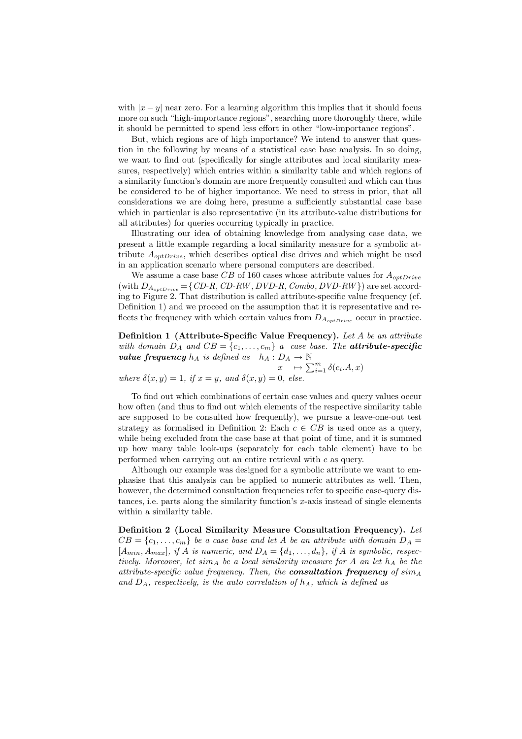with $|x - y|$ near zero. For a learning algorithm this implies that it should focus more on such "high-importance regions", searching more thoroughly there, while it should be permitted to spend less effort in other "low-importance regions".

But, which regions are of high importance? We intend to answer that question in the following by means of a statistical case base analysis. In so doing, we want to find out (specifically for single attributes and local similarity measures, respectively) which entries within a similarity table and which regions of a similarity function's domain are more frequently consulted and which can thus be considered to be of higher importance. We need to stress in prior, that all considerations we are doing here, presume a sufficiently substantial case base which in particular is also representative (in its attribute-value distributions for all attributes) for queries occurring typically in practice.

Illustrating our idea of obtaining knowledge from analysing case data, we present a little example regarding a local similarity measure for a symbolic attribute $A_{optDrive}$, which describes optical disc drives and which might be used in an application scenario where personal computers are described.

We assume a case base $CB$ of 160 cases whose attribute values for $A_{optDrive}$ (with $D_{A_{optDrive}} = \{$*CD-R*, *CD-RW*, *DVD-R*, *Combo*, *DVD-RW*$\}$) are set according to Figure 2. That distribution is called attribute-specific value frequency (cf. Definition 1) and we proceed on the assumption that it is representative and reflects the frequency with which certain values from $D_{A_{optDrive}}$ occur in practice.

**Definition 1 (Attribute-Specific Value Frequency).** *Let $A$ be an attribute with domain $D_A$ and $CB = \{c_1, \ldots, c_m\}$ a case base. The* ***attribute-specific value frequency*** *$h_A$ is defined as* $h_A : D_A \to \mathbb{N}$

$$x \mapsto \sum_{i=1}^{m} \delta(c_i.A, x)$$

*where $\delta(x, y) = 1$, if $x = y$, and $\delta(x, y) = 0$, else.*

To find out which combinations of certain case values and query values occur how often (and thus to find out which elements of the respective similarity table are supposed to be consulted how frequently), we pursue a leave-one-out test strategy as formalised in Definition 2: Each $c \in CB$ is used once as a query, while being excluded from the case base at that point of time, and it is summed up how many table look-ups (separately for each table element) have to be performed when carrying out an entire retrieval with $c$ as query.

Although our example was designed for a symbolic attribute we want to emphasise that this analysis can be applied to numeric attributes as well. Then, however, the determined consultation frequencies refer to specific case-query distances, i.e. parts along the similarity function's $x$-axis instead of single elements within a similarity table.

**Definition 2 (Local Similarity Measure Consultation Frequency).** *Let $CB = \{c_1, \ldots, c_m\}$ be a case base and let $A$ be an attribute with domain $D_A = [A_{min}, A_{max}]$, if $A$ is numeric, and $D_A = \{d_1, \ldots, d_n\}$, if $A$ is symbolic, respectively. Moreover, let $sim_A$ be a local similarity measure for $A$ an let $h_A$ be the attribute-specific value frequency. Then, the* ***consultation frequency*** *of $sim_A$ and $D_A$, respectively, is the auto correlation of $h_A$, which is defined as*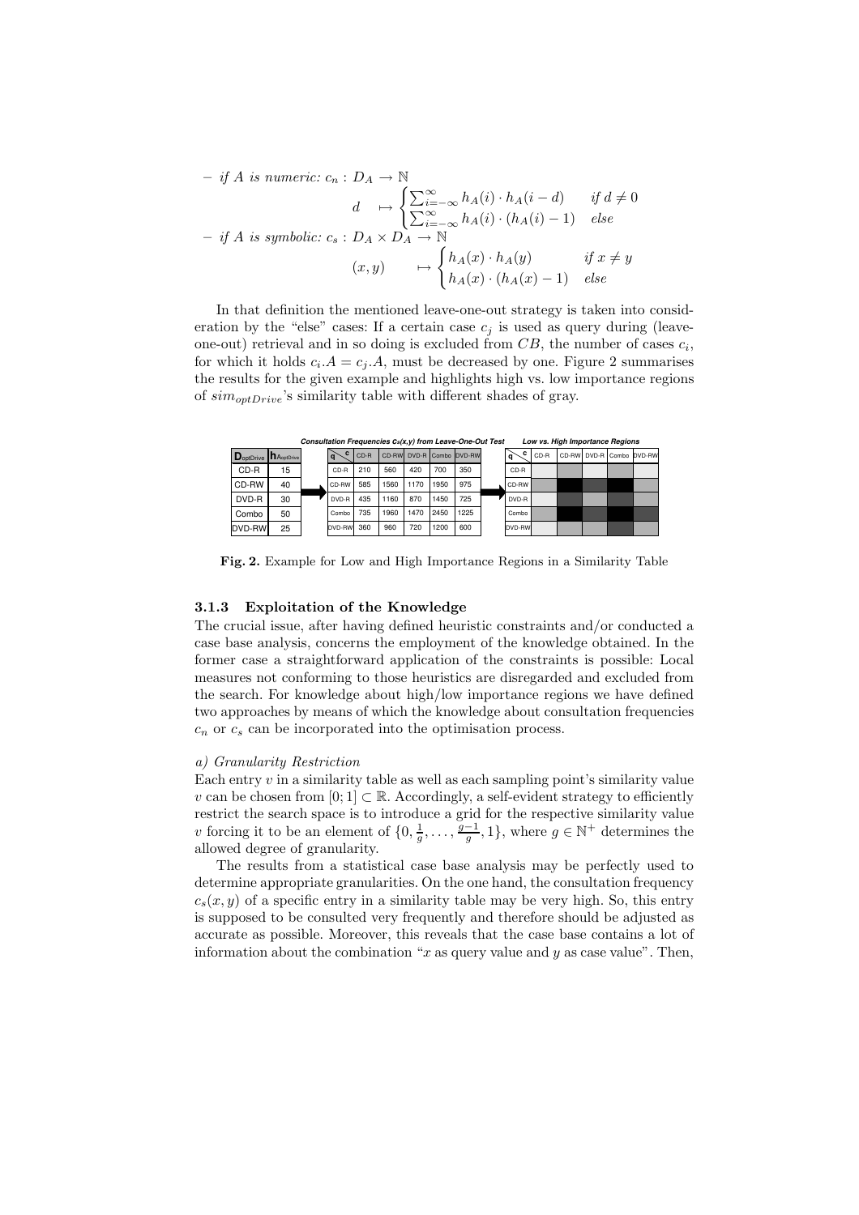– *if A is numeric:* $c_n : D_A \rightarrow \mathbb{N}$

$$d \mapsto \begin{cases} \sum_{i=-\infty}^{\infty} h_A(i) \cdot h_A(i-d) & \text{if } d \neq 0 \\ \sum_{i=-\infty}^{\infty} h_A(i) \cdot (h_A(i) - 1) & \text{else} \end{cases}$$

– *if A is symbolic:* $c_s : D_A \times D_A \rightarrow \mathbb{N}$

$$(x, y) \mapsto \begin{cases} h_A(x) \cdot h_A(y) & \text{if } x \neq y \\ h_A(x) \cdot (h_A(x) - 1) & \text{else} \end{cases}$$

In that definition the mentioned leave-one-out strategy is taken into consideration by the "else" cases: If a certain case $c_j$ is used as query during (leave-one-out) retrieval and in so doing is excluded from $CB$, the number of cases $c_i$, for which it holds $c_i.A = c_j.A$, must be decreased by one. Figure 2 summarises the results for the given example and highlights high vs. low importance regions of $sim_{optDrive}$'s similarity table with different shades of gray.

| $D_{optDrive}$ | $h_{A_{optDrive}}$ |
|---|---|
| CD-R | 15 |
| CD-RW | 40 |
| DVD-R | 30 |
| Combo | 50 |
| DVD-RW | 25 |

*Consultation Frequencies $c_s(x,y)$ from Leave-One-Out Test*

| q \ c | CD-R | CD-RW | DVD-R | Combo | DVD-RW |
|---|---|---|---|---|---|
| CD-R | 210 | 560 | 420 | 700 | 350 |
| CD-RW | 585 | 1560 | 1170 | 1950 | 975 |
| DVD-R | 435 | 1160 | 870 | 1450 | 725 |
| Combo | 735 | 1960 | 1470 | 2450 | 1225 |
| DVD-RW | 360 | 960 | 720 | 1200 | 600 |

*Low vs. High Importance Regions*

| q \ c | CD-R | CD-RW | DVD-R | Combo | DVD-RW |
|---|---|---|---|---|---|
| CD-R | | | | | |
| CD-RW | | | | | |
| DVD-R | | | | | |
| Combo | | | | | |
| DVD-RW | | | | | |

**Fig. 2.** Example for Low and High Importance Regions in a Similarity Table

### 3.1.3 Exploitation of the Knowledge

The crucial issue, after having defined heuristic constraints and/or conducted a case base analysis, concerns the employment of the knowledge obtained. In the former case a straightforward application of the constraints is possible: Local measures not conforming to those heuristics are disregarded and excluded from the search. For knowledge about high/low importance regions we have defined two approaches by means of which the knowledge about consultation frequencies $c_n$ or $c_s$ can be incorporated into the optimisation process.

*a) Granularity Restriction*

Each entry $v$ in a similarity table as well as each sampling point's similarity value $v$ can be chosen from $[0; 1] \subset \mathbb{R}$. Accordingly, a self-evident strategy to efficiently restrict the search space is to introduce a grid for the respective similarity value $v$ forcing it to be an element of $\{0, \frac{1}{g}, \ldots, \frac{g-1}{g}, 1\}$, where $g \in \mathbb{N}^+$ determines the allowed degree of granularity.

The results from a statistical case base analysis may be perfectly used to determine appropriate granularities. On the one hand, the consultation frequency $c_s(x, y)$ of a specific entry in a similarity table may be very high. So, this entry is supposed to be consulted very frequently and therefore should be adjusted as accurate as possible. Moreover, this reveals that the case base contains a lot of information about the combination "$x$ as query value and $y$ as case value". Then,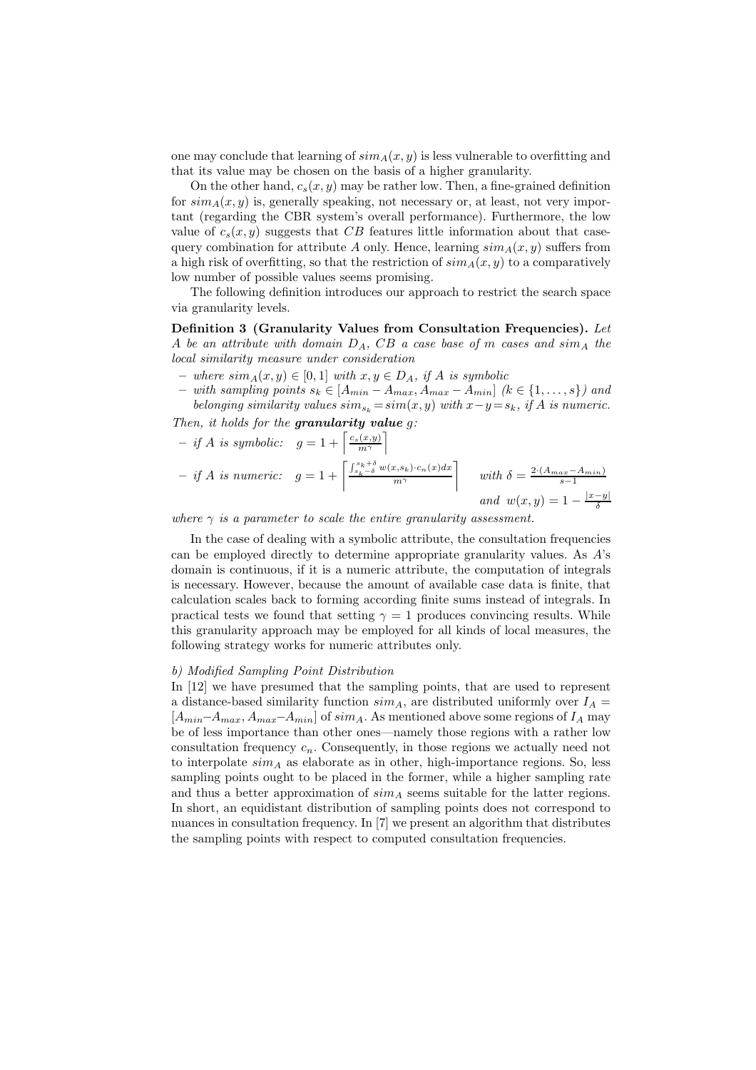one may conclude that learning of $sim_A(x, y)$ is less vulnerable to overfitting and that its value may be chosen on the basis of a higher granularity.

On the other hand, $c_s(x, y)$ may be rather low. Then, a fine-grained definition for $sim_A(x, y)$ is, generally speaking, not necessary or, at least, not very important (regarding the CBR system's overall performance). Furthermore, the low value of $c_s(x, y)$ suggests that $CB$ features little information about that case-query combination for attribute $A$ only. Hence, learning $sim_A(x, y)$ suffers from a high risk of overfitting, so that the restriction of $sim_A(x, y)$ to a comparatively low number of possible values seems promising.

The following definition introduces our approach to restrict the search space via granularity levels.

**Definition 3 (Granularity Values from Consultation Frequencies).** *Let $A$ be an attribute with domain $D_A$, $CB$ a case base of $m$ cases and $sim_A$ the local similarity measure under consideration*

- *where $sim_A(x, y) \in [0, 1]$ with $x, y \in D_A$, if $A$ is symbolic*
- *with sampling points $s_k \in [A_{min} - A_{max}, A_{max} - A_{min}]$ ($k \in \{1, \ldots, s\}$) and belonging similarity values $sim_{s_k} = sim(x, y)$ with $x - y = s_k$, if $A$ is numeric.*

*Then, it holds for the* ***granularity value*** *$g$:*

- *if $A$ is symbolic:* $g = 1 + \left\lceil \frac{c_s(x,y)}{m^\gamma} \right\rceil$
- *if $A$ is numeric:* $g = 1 + \left\lceil \frac{\int_{s_k-\delta}^{s_k+\delta} w(x, s_k) \cdot c_n(x) dx}{m^\gamma} \right\rceil$ *with* $\delta = \frac{2 \cdot (A_{max} - A_{min})}{s-1}$ *and* $w(x, y) = 1 - \frac{|x-y|}{\delta}$

*where $\gamma$ is a parameter to scale the entire granularity assessment.*

In the case of dealing with a symbolic attribute, the consultation frequencies can be employed directly to determine appropriate granularity values. As $A$'s domain is continuous, if it is a numeric attribute, the computation of integrals is necessary. However, because the amount of available case data is finite, that calculation scales back to forming according finite sums instead of integrals. In practical tests we found that setting $\gamma = 1$ produces convincing results. While this granularity approach may be employed for all kinds of local measures, the following strategy works for numeric attributes only.

*b) Modified Sampling Point Distribution*

In [12] we have presumed that the sampling points, that are used to represent a distance-based similarity function $sim_A$, are distributed uniformly over $I_A = [A_{min} - A_{max}, A_{max} - A_{min}]$ of $sim_A$. As mentioned above some regions of $I_A$ may be of less importance than other ones—namely those regions with a rather low consultation frequency $c_n$. Consequently, in those regions we actually need not to interpolate $sim_A$ as elaborate as in other, high-importance regions. So, less sampling points ought to be placed in the former, while a higher sampling rate and thus a better approximation of $sim_A$ seems suitable for the latter regions. In short, an equidistant distribution of sampling points does not correspond to nuances in consultation frequency. In [7] we present an algorithm that distributes the sampling points with respect to computed consultation frequencies.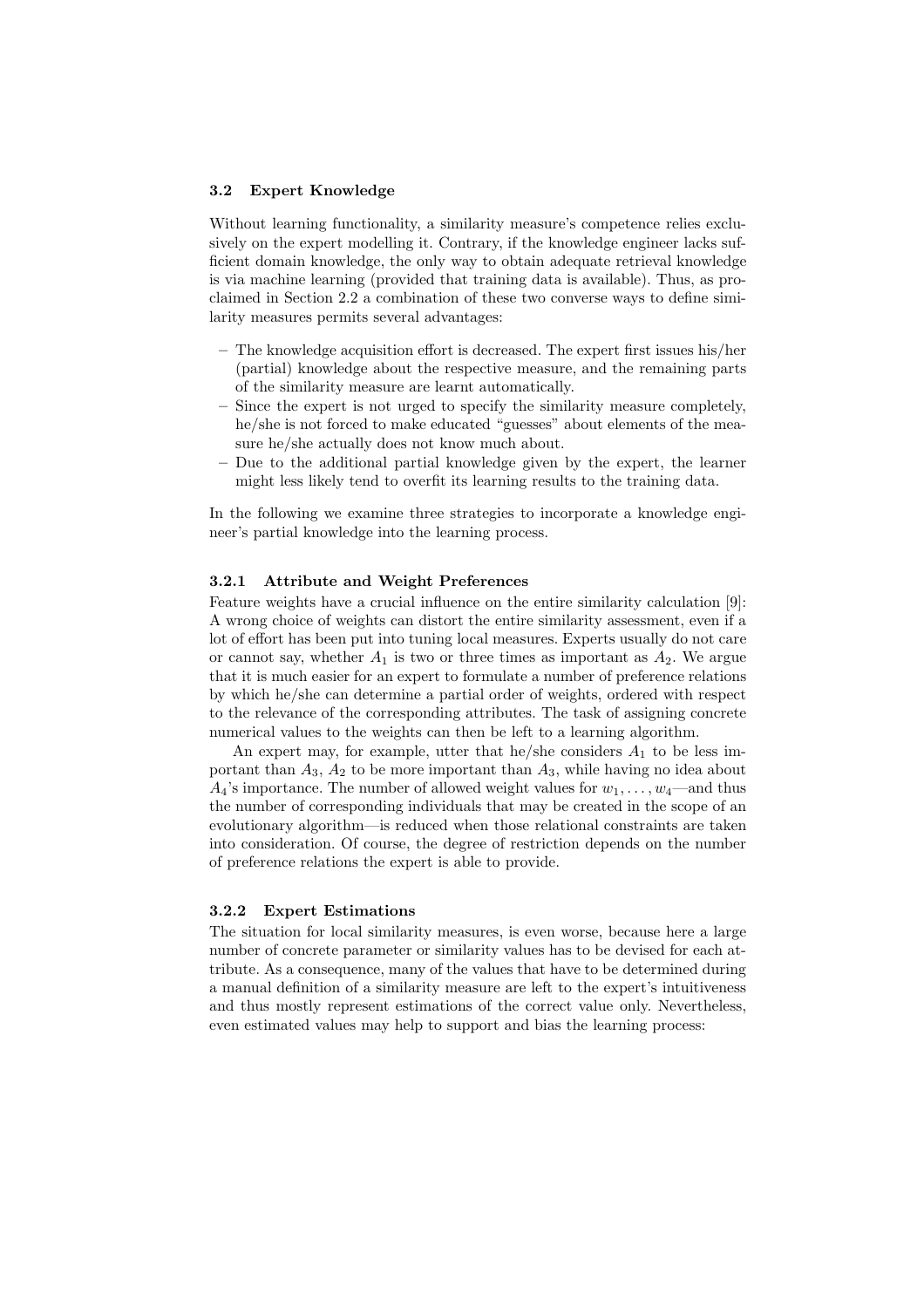### 3.2 Expert Knowledge

Without learning functionality, a similarity measure's competence relies exclusively on the expert modelling it. Contrary, if the knowledge engineer lacks sufficient domain knowledge, the only way to obtain adequate retrieval knowledge is via machine learning (provided that training data is available). Thus, as proclaimed in Section 2.2 a combination of these two converse ways to define similarity measures permits several advantages:

- The knowledge acquisition effort is decreased. The expert first issues his/her (partial) knowledge about the respective measure, and the remaining parts of the similarity measure are learnt automatically.
- Since the expert is not urged to specify the similarity measure completely, he/she is not forced to make educated "guesses" about elements of the measure he/she actually does not know much about.
- Due to the additional partial knowledge given by the expert, the learner might less likely tend to overfit its learning results to the training data.

In the following we examine three strategies to incorporate a knowledge engineer's partial knowledge into the learning process.

#### 3.2.1 Attribute and Weight Preferences

Feature weights have a crucial influence on the entire similarity calculation [9]: A wrong choice of weights can distort the entire similarity assessment, even if a lot of effort has been put into tuning local measures. Experts usually do not care or cannot say, whether $A_1$ is two or three times as important as $A_2$. We argue that it is much easier for an expert to formulate a number of preference relations by which he/she can determine a partial order of weights, ordered with respect to the relevance of the corresponding attributes. The task of assigning concrete numerical values to the weights can then be left to a learning algorithm.

An expert may, for example, utter that he/she considers $A_1$ to be less important than $A_3$, $A_2$ to be more important than $A_3$, while having no idea about $A_4$'s importance. The number of allowed weight values for $w_1, \ldots, w_4$—and thus the number of corresponding individuals that may be created in the scope of an evolutionary algorithm—is reduced when those relational constraints are taken into consideration. Of course, the degree of restriction depends on the number of preference relations the expert is able to provide.

#### 3.2.2 Expert Estimations

The situation for local similarity measures, is even worse, because here a large number of concrete parameter or similarity values has to be devised for each attribute. As a consequence, many of the values that have to be determined during a manual definition of a similarity measure are left to the expert's intuitiveness and thus mostly represent estimations of the correct value only. Nevertheless, even estimated values may help to support and bias the learning process: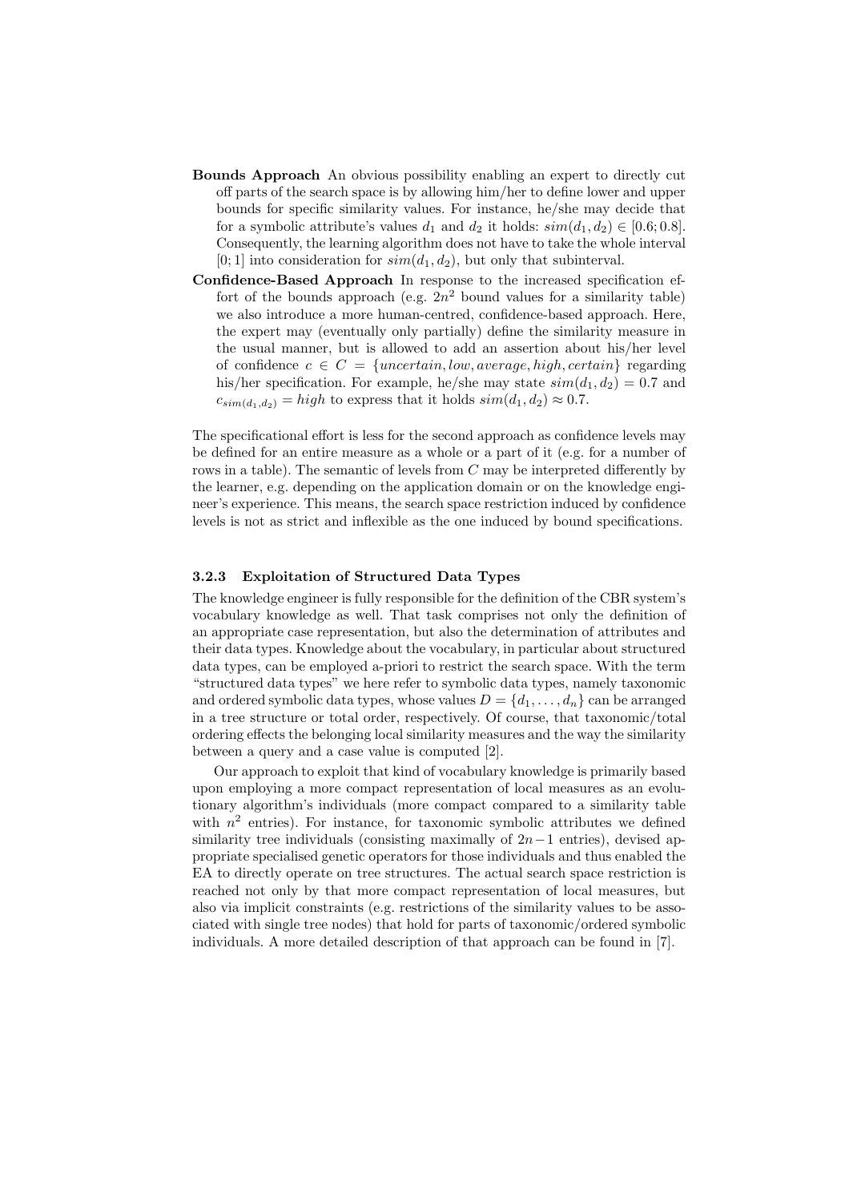**Bounds Approach** An obvious possibility enabling an expert to directly cut off parts of the search space is by allowing him/her to define lower and upper bounds for specific similarity values. For instance, he/she may decide that for a symbolic attribute's values $d_1$ and $d_2$ it holds: $sim(d_1, d_2) \in [0.6; 0.8]$. Consequently, the learning algorithm does not have to take the whole interval $[0; 1]$ into consideration for $sim(d_1, d_2)$, but only that subinterval.

**Confidence-Based Approach** In response to the increased specification effort of the bounds approach (e.g. $2n^2$ bound values for a similarity table) we also introduce a more human-centred, confidence-based approach. Here, the expert may (eventually only partially) define the similarity measure in the usual manner, but is allowed to add an assertion about his/her level of confidence $c \in C = \{uncertain, low, average, high, certain\}$ regarding his/her specification. For example, he/she may state $sim(d_1, d_2) = 0.7$ and $c_{sim(d_1,d_2)} = high$ to express that it holds $sim(d_1, d_2) \approx 0.7$.

The specificational effort is less for the second approach as confidence levels may be defined for an entire measure as a whole or a part of it (e.g. for a number of rows in a table). The semantic of levels from $C$ may be interpreted differently by the learner, e.g. depending on the application domain or on the knowledge engineer's experience. This means, the search space restriction induced by confidence levels is not as strict and inflexible as the one induced by bound specifications.

### 3.2.3 Exploitation of Structured Data Types

The knowledge engineer is fully responsible for the definition of the CBR system's vocabulary knowledge as well. That task comprises not only the definition of an appropriate case representation, but also the determination of attributes and their data types. Knowledge about the vocabulary, in particular about structured data types, can be employed a-priori to restrict the search space. With the term "structured data types" we here refer to symbolic data types, namely taxonomic and ordered symbolic data types, whose values $D = \{d_1, \ldots, d_n\}$ can be arranged in a tree structure or total order, respectively. Of course, that taxonomic/total ordering effects the belonging local similarity measures and the way the similarity between a query and a case value is computed [2].

Our approach to exploit that kind of vocabulary knowledge is primarily based upon employing a more compact representation of local measures as an evolutionary algorithm's individuals (more compact compared to a similarity table with $n^2$ entries). For instance, for taxonomic symbolic attributes we defined similarity tree individuals (consisting maximally of $2n-1$ entries), devised appropriate specialised genetic operators for those individuals and thus enabled the EA to directly operate on tree structures. The actual search space restriction is reached not only by that more compact representation of local measures, but also via implicit constraints (e.g. restrictions of the similarity values to be associated with single tree nodes) that hold for parts of taxonomic/ordered symbolic individuals. A more detailed description of that approach can be found in [7].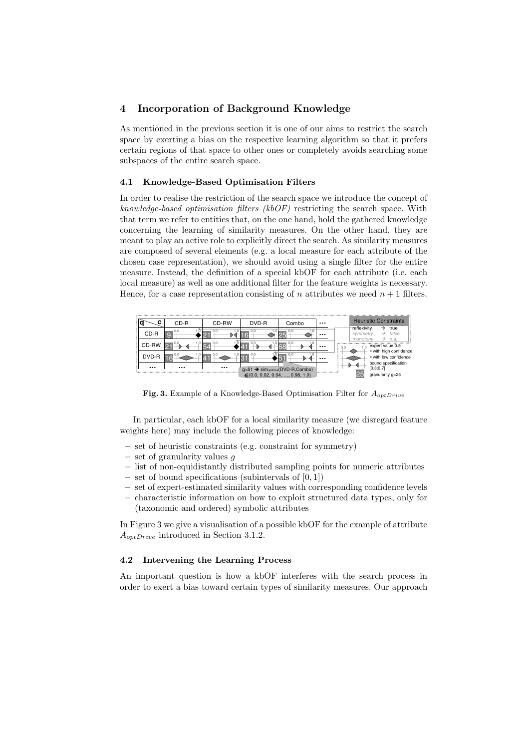## 4 Incorporation of Background Knowledge

As mentioned in the previous section it is one of our aims to restrict the search space by exerting a bias on the respective learning algorithm so that it prefers certain regions of that space to other ones or completely avoids searching some subspaces of the entire search space.

### 4.1 Knowledge-Based Optimisation Filters

In order to realise the restriction of the search space we introduce the concept of *knowledge-based optimisation filters (kbOF)* restricting the search space. With that term we refer to entities that, on the one hand, hold the gathered knowledge concerning the learning of similarity measures. On the other hand, they are meant to play an active role to explicitly direct the search. As similarity measures are composed of several elements (e.g. a local measure for each attribute of the chosen case representation), we should avoid using a single filter for the entire measure. Instead, the definition of a special kbOF for each attribute (i.e. each local measure) as well as one additional filter for the feature weights is necessary. Hence, for a case representation consisting of $n$ attributes we need $n + 1$ filters.

**Fig. 3.** Example of a Knowledge-Based Optimisation Filter for $A_{optDrive}$

In particular, each kbOF for a local similarity measure (we disregard feature weights here) may include the following pieces of knowledge:

- set of heuristic constraints (e.g. constraint for symmetry)
- set of granularity values $g$
- list of non-equidistantly distributed sampling points for numeric attributes
- set of bound specifications (subintervals of $[0, 1]$)
- set of expert-estimated similarity values with corresponding confidence levels
- characteristic information on how to exploit structured data types, only for (taxonomic and ordered) symbolic attributes

In Figure 3 we give a visualisation of a possible kbOF for the example of attribute $A_{optDrive}$ introduced in Section 3.1.2.

### 4.2 Intervening the Learning Process

An important question is how a kbOF interferes with the search process in order to exert a bias toward certain types of similarity measures. Our approach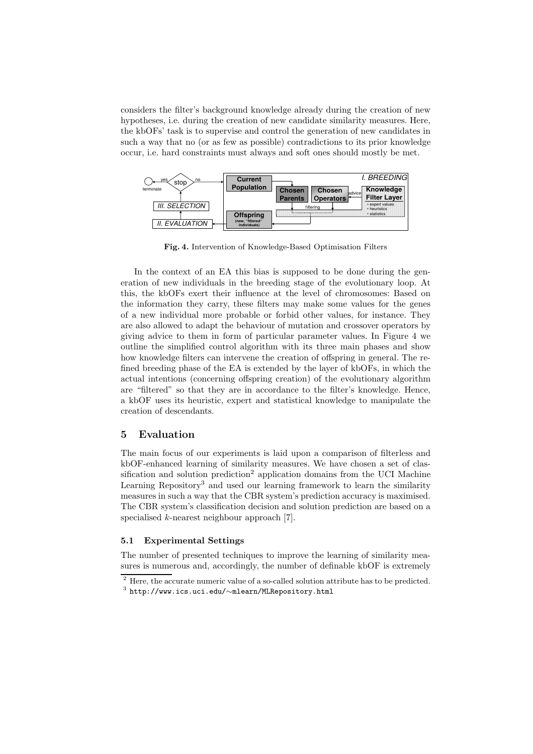considers the filter's background knowledge already during the creation of new hypotheses, i.e. during the creation of new candidate similarity measures. Here, the kbOFs' task is to supervise and control the generation of new candidates in such a way that no (or as few as possible) contradictions to its prior knowledge occur, i.e. hard constraints must always and soft ones should mostly be met.

**Fig. 4.** Intervention of Knowledge-Based Optimisation Filters

In the context of an EA this bias is supposed to be done during the generation of new individuals in the breeding stage of the evolutionary loop. At this, the kbOFs exert their influence at the level of chromosomes: Based on the information they carry, these filters may make some values for the genes of a new individual more probable or forbid other values, for instance. They are also allowed to adapt the behaviour of mutation and crossover operators by giving advice to them in form of particular parameter values. In Figure 4 we outline the simplified control algorithm with its three main phases and show how knowledge filters can intervene the creation of offspring in general. The refined breeding phase of the EA is extended by the layer of kbOFs, in which the actual intentions (concerning offspring creation) of the evolutionary algorithm are "filtered" so that they are in accordance to the filter's knowledge. Hence, a kbOF uses its heuristic, expert and statistical knowledge to manipulate the creation of descendants.

## 5 Evaluation

The main focus of our experiments is laid upon a comparison of filterless and kbOF-enhanced learning of similarity measures. We have chosen a set of classification and solution prediction[2] application domains from the UCI Machine Learning Repository[3] and used our learning framework to learn the similarity measures in such a way that the CBR system's prediction accuracy is maximised. The CBR system's classification decision and solution prediction are based on a specialised $k$-nearest neighbour approach [7].

### 5.1 Experimental Settings

The number of presented techniques to improve the learning of similarity measures is numerous and, accordingly, the number of definable kbOF is extremely

[2] Here, the accurate numeric value of a so-called solution attribute has to be predicted.

[3] http://www.ics.uci.edu/∼mlearn/MLRepository.html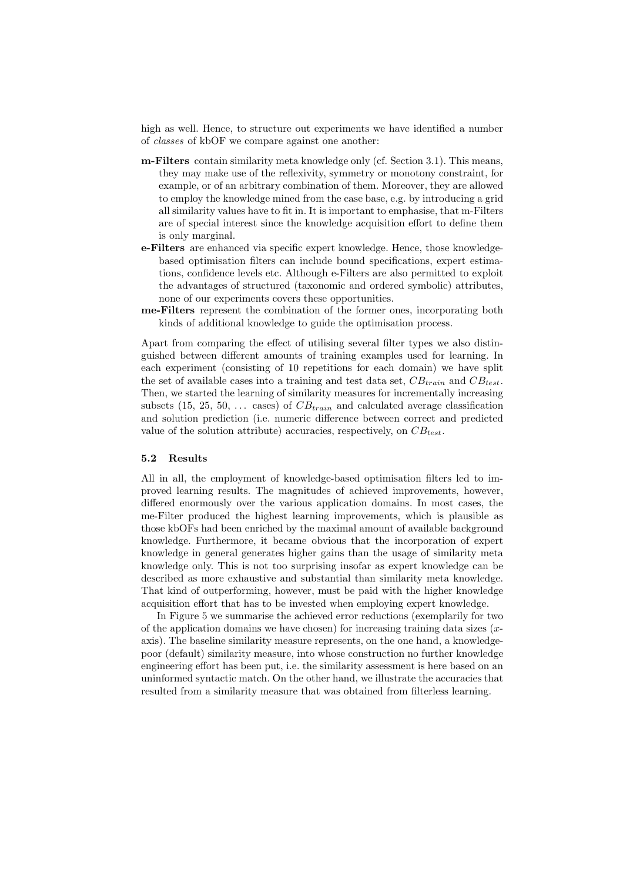high as well. Hence, to structure out experiments we have identified a number of *classes* of kbOF we compare against one another:

- **m-Filters** contain similarity meta knowledge only (cf. Section 3.1). This means, they may make use of the reflexivity, symmetry or monotony constraint, for example, or of an arbitrary combination of them. Moreover, they are allowed to employ the knowledge mined from the case base, e.g. by introducing a grid all similarity values have to fit in. It is important to emphasise, that m-Filters are of special interest since the knowledge acquisition effort to define them is only marginal.
- **e-Filters** are enhanced via specific expert knowledge. Hence, those knowledge-based optimisation filters can include bound specifications, expert estimations, confidence levels etc. Although e-Filters are also permitted to exploit the advantages of structured (taxonomic and ordered symbolic) attributes, none of our experiments covers these opportunities.
- **me-Filters** represent the combination of the former ones, incorporating both kinds of additional knowledge to guide the optimisation process.

Apart from comparing the effect of utilising several filter types we also distinguished between different amounts of training examples used for learning. In each experiment (consisting of 10 repetitions for each domain) we have split the set of available cases into a training and test data set, $CB_{train}$ and $CB_{test}$. Then, we started the learning of similarity measures for incrementally increasing subsets (15, 25, 50, ... cases) of $CB_{train}$ and calculated average classification and solution prediction (i.e. numeric difference between correct and predicted value of the solution attribute) accuracies, respectively, on $CB_{test}$.

### 5.2 Results

All in all, the employment of knowledge-based optimisation filters led to improved learning results. The magnitudes of achieved improvements, however, differed enormously over the various application domains. In most cases, the me-Filter produced the highest learning improvements, which is plausible as those kbOFs had been enriched by the maximal amount of available background knowledge. Furthermore, it became obvious that the incorporation of expert knowledge in general generates higher gains than the usage of similarity meta knowledge only. This is not too surprising insofar as expert knowledge can be described as more exhaustive and substantial than similarity meta knowledge. That kind of outperforming, however, must be paid with the higher knowledge acquisition effort that has to be invested when employing expert knowledge.

In Figure 5 we summarise the achieved error reductions (exemplarily for two of the application domains we have chosen) for increasing training data sizes ($x$-axis). The baseline similarity measure represents, on the one hand, a knowledge-poor (default) similarity measure, into whose construction no further knowledge engineering effort has been put, i.e. the similarity assessment is here based on an uninformed syntactic match. On the other hand, we illustrate the accuracies that resulted from a similarity measure that was obtained from filterless learning.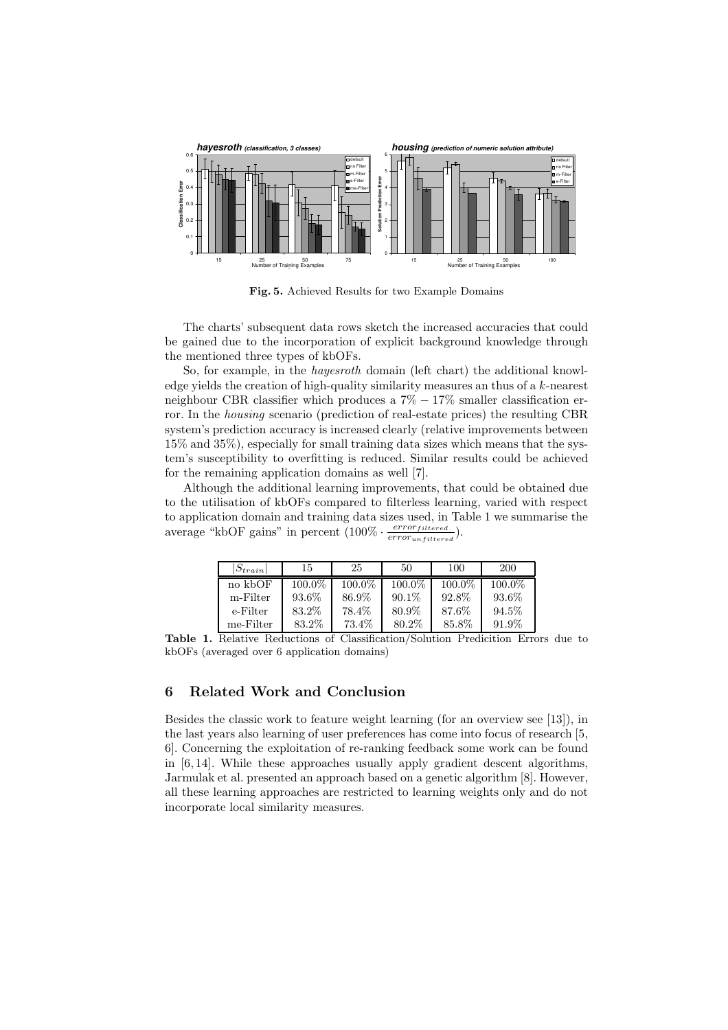Fig. 5. Achieved Results for two Example Domains

The charts' subsequent data rows sketch the increased accuracies that could be gained due to the incorporation of explicit background knowledge through the mentioned three types of kbOFs.

So, for example, in the *hayesroth* domain (left chart) the additional knowledge yields the creation of high-quality similarity measures an thus of a $k$-nearest neighbour CBR classifier which produces a $7\% - 17\%$ smaller classification error. In the *housing* scenario (prediction of real-estate prices) the resulting CBR system's prediction accuracy is increased clearly (relative improvements between 15% and 35%), especially for small training data sizes which means that the system's susceptibility to overfitting is reduced. Similar results could be achieved for the remaining application domains as well [7].

Although the additional learning improvements, that could be obtained due to the utilisation of kbOFs compared to filterless learning, varied with respect to application domain and training data sizes used, in Table 1 we summarise the average "kbOF gains" in percent ($100\% \cdot \frac{error_{filtered}}{error_{unfiltered}}$).

| $\lvert S_{train} \rvert$ | 15 | 25 | 50 | 100 | 200 |
|---|---|---|---|---|---|
| no kbOF | 100.0% | 100.0% | 100.0% | 100.0% | 100.0% |
| m-Filter | 93.6% | 86.9% | 90.1% | 92.8% | 93.6% |
| e-Filter | 83.2% | 78.4% | 80.9% | 87.6% | 94.5% |
| me-Filter | 83.2% | 73.4% | 80.2% | 85.8% | 91.9% |

**Table 1.** Relative Reductions of Classification/Solution Predicition Errors due to kbOFs (averaged over 6 application domains)

## 6 Related Work and Conclusion

Besides the classic work to feature weight learning (for an overview see [13]), in the last years also learning of user preferences has come into focus of research [5, 6]. Concerning the exploitation of re-ranking feedback some work can be found in [6, 14]. While these approaches usually apply gradient descent algorithms, Jarmulak et al. presented an approach based on a genetic algorithm [8]. However, all these learning approaches are restricted to learning weights only and do not incorporate local similarity measures.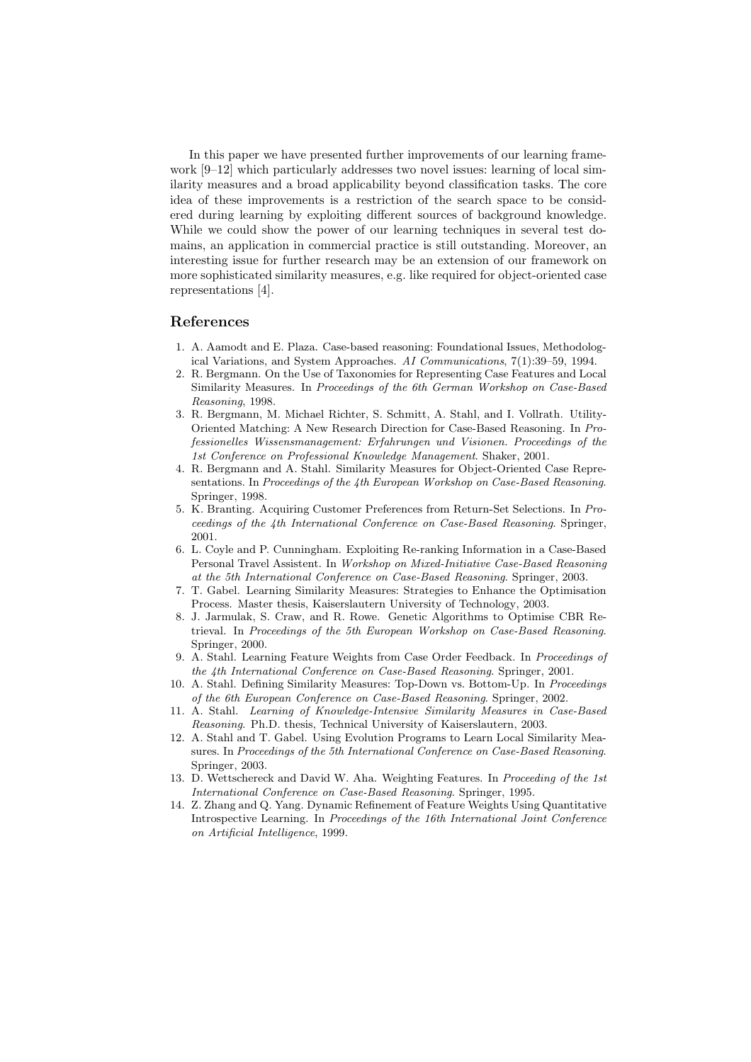In this paper we have presented further improvements of our learning framework [9–12] which particularly addresses two novel issues: learning of local similarity measures and a broad applicability beyond classification tasks. The core idea of these improvements is a restriction of the search space to be considered during learning by exploiting different sources of background knowledge. While we could show the power of our learning techniques in several test domains, an application in commercial practice is still outstanding. Moreover, an interesting issue for further research may be an extension of our framework on more sophisticated similarity measures, e.g. like required for object-oriented case representations [4].

## References

1. A. Aamodt and E. Plaza. Case-based reasoning: Foundational Issues, Methodological Variations, and System Approaches. *AI Communications*, 7(1):39–59, 1994.
2. R. Bergmann. On the Use of Taxonomies for Representing Case Features and Local Similarity Measures. In *Proceedings of the 6th German Workshop on Case-Based Reasoning*, 1998.
3. R. Bergmann, M. Michael Richter, S. Schmitt, A. Stahl, and I. Vollrath. Utility-Oriented Matching: A New Research Direction for Case-Based Reasoning. In *Professionelles Wissensmanagement: Erfahrungen und Visionen. Proceedings of the 1st Conference on Professional Knowledge Management*. Shaker, 2001.
4. R. Bergmann and A. Stahl. Similarity Measures for Object-Oriented Case Representations. In *Proceedings of the 4th European Workshop on Case-Based Reasoning*. Springer, 1998.
5. K. Branting. Acquiring Customer Preferences from Return-Set Selections. In *Proceedings of the 4th International Conference on Case-Based Reasoning*. Springer, 2001.
6. L. Coyle and P. Cunningham. Exploiting Re-ranking Information in a Case-Based Personal Travel Assistent. In *Workshop on Mixed-Initiative Case-Based Reasoning at the 5th International Conference on Case-Based Reasoning*. Springer, 2003.
7. T. Gabel. Learning Similarity Measures: Strategies to Enhance the Optimisation Process. Master thesis, Kaiserslautern University of Technology, 2003.
8. J. Jarmulak, S. Craw, and R. Rowe. Genetic Algorithms to Optimise CBR Retrieval. In *Proceedings of the 5th European Workshop on Case-Based Reasoning*. Springer, 2000.
9. A. Stahl. Learning Feature Weights from Case Order Feedback. In *Proceedings of the 4th International Conference on Case-Based Reasoning*. Springer, 2001.
10. A. Stahl. Defining Similarity Measures: Top-Down vs. Bottom-Up. In *Proceedings of the 6th European Conference on Case-Based Reasoning*. Springer, 2002.
11. A. Stahl. *Learning of Knowledge-Intensive Similarity Measures in Case-Based Reasoning*. Ph.D. thesis, Technical University of Kaiserslautern, 2003.
12. A. Stahl and T. Gabel. Using Evolution Programs to Learn Local Similarity Measures. In *Proceedings of the 5th International Conference on Case-Based Reasoning*. Springer, 2003.
13. D. Wettschereck and David W. Aha. Weighting Features. In *Proceeding of the 1st International Conference on Case-Based Reasoning*. Springer, 1995.
14. Z. Zhang and Q. Yang. Dynamic Refinement of Feature Weights Using Quantitative Introspective Learning. In *Proceedings of the 16th International Joint Conference on Artificial Intelligence*, 1999.